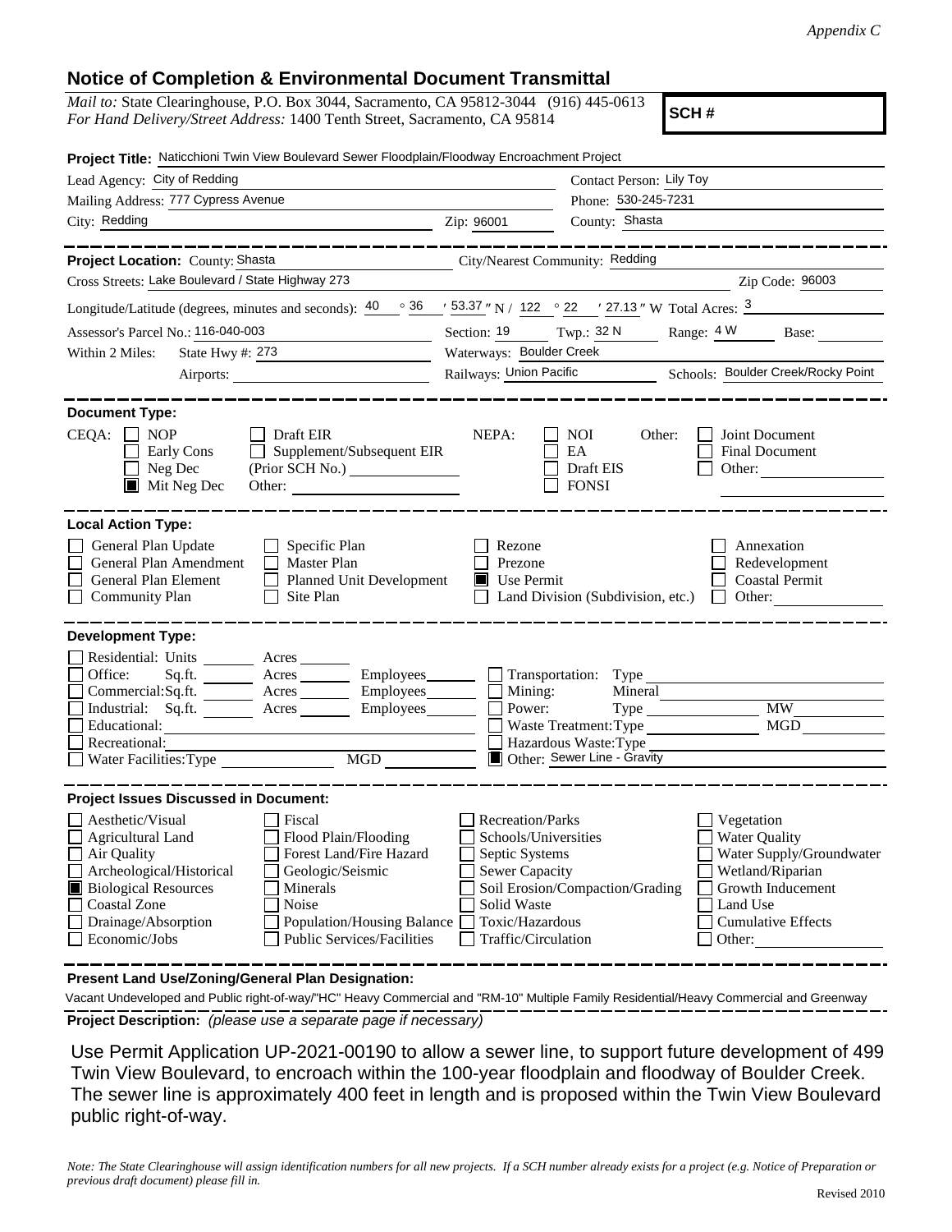*Appendix C*

## Notice of Completion & Environmental Document Transmittal

*Mail to:* State Clearinghouse, P.O. Box 3044, Sacramento, CA 95812-3044 (916) 445-0613
*For Hand Delivery/Street Address:* 1400 Tenth Street, Sacramento, CA 95814

**SCH #**

**Project Title:** Naticchioni Twin View Boulevard Sewer Floodplain/Floodway Encroachment Project

Lead Agency: City of Redding
Contact Person: Lily Toy
Mailing Address: 777 Cypress Avenue
Phone: 530-245-7231
City: Redding
Zip: 96001
County: Shasta

**Project Location:** County: Shasta
City/Nearest Community: Redding
Cross Streets: Lake Boulevard / State Highway 273
Zip Code: 96003
Longitude/Latitude (degrees, minutes and seconds): 40 ° 36 ′ 53.37 ″ N / 122 ° 22 ′ 27.13 ″ W Total Acres: 3
Assessor's Parcel No.: 116-040-003
Section: 19 Twp.: 32 N Range: 4 W Base:
Within 2 Miles: State Hwy #: 273
Waterways: Boulder Creek
Airports:
Railways: Union Pacific
Schools: Boulder Creek/Rocky Point

**Document Type:**

CEQA: ☐ NOP ☐ Draft EIR ☐ Early Cons ☐ Supplement/Subsequent EIR ☐ Neg Dec (Prior SCH No.) ☒ Mit Neg Dec Other:

NEPA: ☐ NOI ☐ EA ☐ Draft EIS ☐ FONSI

Other: ☐ Joint Document ☐ Final Document ☐ Other:

**Local Action Type:**

☐ General Plan Update ☐ Specific Plan ☐ Rezone ☐ Annexation
☐ General Plan Amendment ☐ Master Plan ☐ Prezone ☐ Redevelopment
☐ General Plan Element ☐ Planned Unit Development ☒ Use Permit ☐ Coastal Permit
☐ Community Plan ☐ Site Plan ☐ Land Division (Subdivision, etc.) ☐ Other:

**Development Type:**

☐ Residential: Units ___ Acres ___
☐ Office: Sq.ft. ___ Acres ___ Employees ___
☐ Commercial: Sq.ft. ___ Acres ___ Employees ___
☐ Industrial: Sq.ft. ___ Acres ___ Employees ___
☐ Educational:
☐ Recreational:
☐ Water Facilities: Type ___ MGD ___
☐ Transportation: Type
☐ Mining: Mineral
☐ Power: Type ___ MW
☐ Waste Treatment: Type ___ MGD
☐ Hazardous Waste: Type
☒ Other: Sewer Line - Gravity

**Project Issues Discussed in Document:**

☐ Aesthetic/Visual ☐ Fiscal ☐ Recreation/Parks ☐ Vegetation
☐ Agricultural Land ☐ Flood Plain/Flooding ☐ Schools/Universities ☐ Water Quality
☐ Air Quality ☐ Forest Land/Fire Hazard ☐ Septic Systems ☐ Water Supply/Groundwater
☐ Archeological/Historical ☐ Geologic/Seismic ☐ Sewer Capacity ☐ Wetland/Riparian
☒ Biological Resources ☐ Minerals ☐ Soil Erosion/Compaction/Grading ☐ Growth Inducement
☐ Coastal Zone ☐ Noise ☐ Solid Waste ☐ Land Use
☐ Drainage/Absorption ☐ Population/Housing Balance ☐ Toxic/Hazardous ☐ Cumulative Effects
☐ Economic/Jobs ☐ Public Services/Facilities ☐ Traffic/Circulation ☐ Other:

**Present Land Use/Zoning/General Plan Designation:**

Vacant Undeveloped and Public right-of-way/"HC" Heavy Commercial and "RM-10" Multiple Family Residential/Heavy Commercial and Greenway

**Project Description:** *(please use a separate page if necessary)*

Use Permit Application UP-2021-00190 to allow a sewer line, to support future development of 499 Twin View Boulevard, to encroach within the 100-year floodplain and floodway of Boulder Creek. The sewer line is approximately 400 feet in length and is proposed within the Twin View Boulevard public right-of-way.

*Note: The State Clearinghouse will assign identification numbers for all new projects. If a SCH number already exists for a project (e.g. Notice of Preparation or previous draft document) please fill in.*

Revised 2010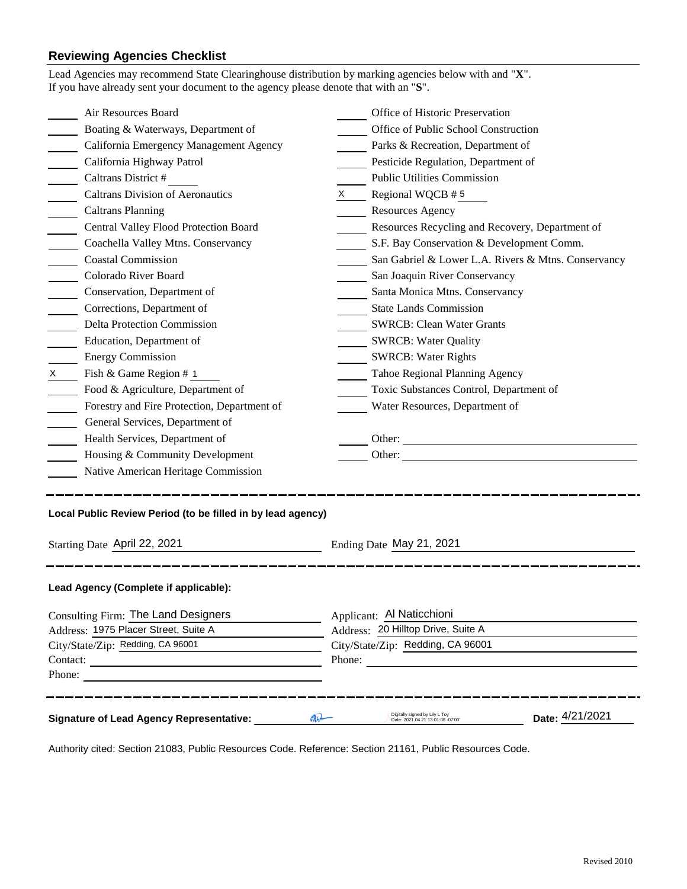## Reviewing Agencies Checklist

Lead Agencies may recommend State Clearinghouse distribution by marking agencies below with and "**X**".
If you have already sent your document to the agency please denote that with an "**S**".

| | | | |
|---|---|---|---|
| | Air Resources Board | | Office of Historic Preservation |
| | Boating & Waterways, Department of | | Office of Public School Construction |
| | California Emergency Management Agency | | Parks & Recreation, Department of |
| | California Highway Patrol | | Pesticide Regulation, Department of |
| | Caltrans District # | | Public Utilities Commission |
| | Caltrans Division of Aeronautics | X | Regional WQCB # 5 |
| | Caltrans Planning | | Resources Agency |
| | Central Valley Flood Protection Board | | Resources Recycling and Recovery, Department of |
| | Coachella Valley Mtns. Conservancy | | S.F. Bay Conservation & Development Comm. |
| | Coastal Commission | | San Gabriel & Lower L.A. Rivers & Mtns. Conservancy |
| | Colorado River Board | | San Joaquin River Conservancy |
| | Conservation, Department of | | Santa Monica Mtns. Conservancy |
| | Corrections, Department of | | State Lands Commission |
| | Delta Protection Commission | | SWRCB: Clean Water Grants |
| | Education, Department of | | SWRCB: Water Quality |
| | Energy Commission | | SWRCB: Water Rights |
| X | Fish & Game Region # 1 | | Tahoe Regional Planning Agency |
| | Food & Agriculture, Department of | | Toxic Substances Control, Department of |
| | Forestry and Fire Protection, Department of | | Water Resources, Department of |
| | General Services, Department of | | |
| | Health Services, Department of | | Other: |
| | Housing & Community Development | | Other: |
| | Native American Heritage Commission | | |

---

**Local Public Review Period (to be filled in by lead agency)**

Starting Date April 22, 2021 Ending Date May 21, 2021

---

**Lead Agency (Complete if applicable):**

| | |
|---|---|
| Consulting Firm: The Land Designers | Applicant: Al Naticchioni |
| Address: 1975 Placer Street, Suite A | Address: 20 Hilltop Drive, Suite A |
| City/State/Zip: Redding, CA 96001 | City/State/Zip: Redding, CA 96001 |
| Contact: | Phone: |
| Phone: | |

---

**Signature of Lead Agency Representative:** Digitally signed by Lily L Toy Date: 2021.04.21 13:01:08 -07'00' **Date:** 4/21/2021

Authority cited: Section 21083, Public Resources Code. Reference: Section 21161, Public Resources Code.

Revised 2010